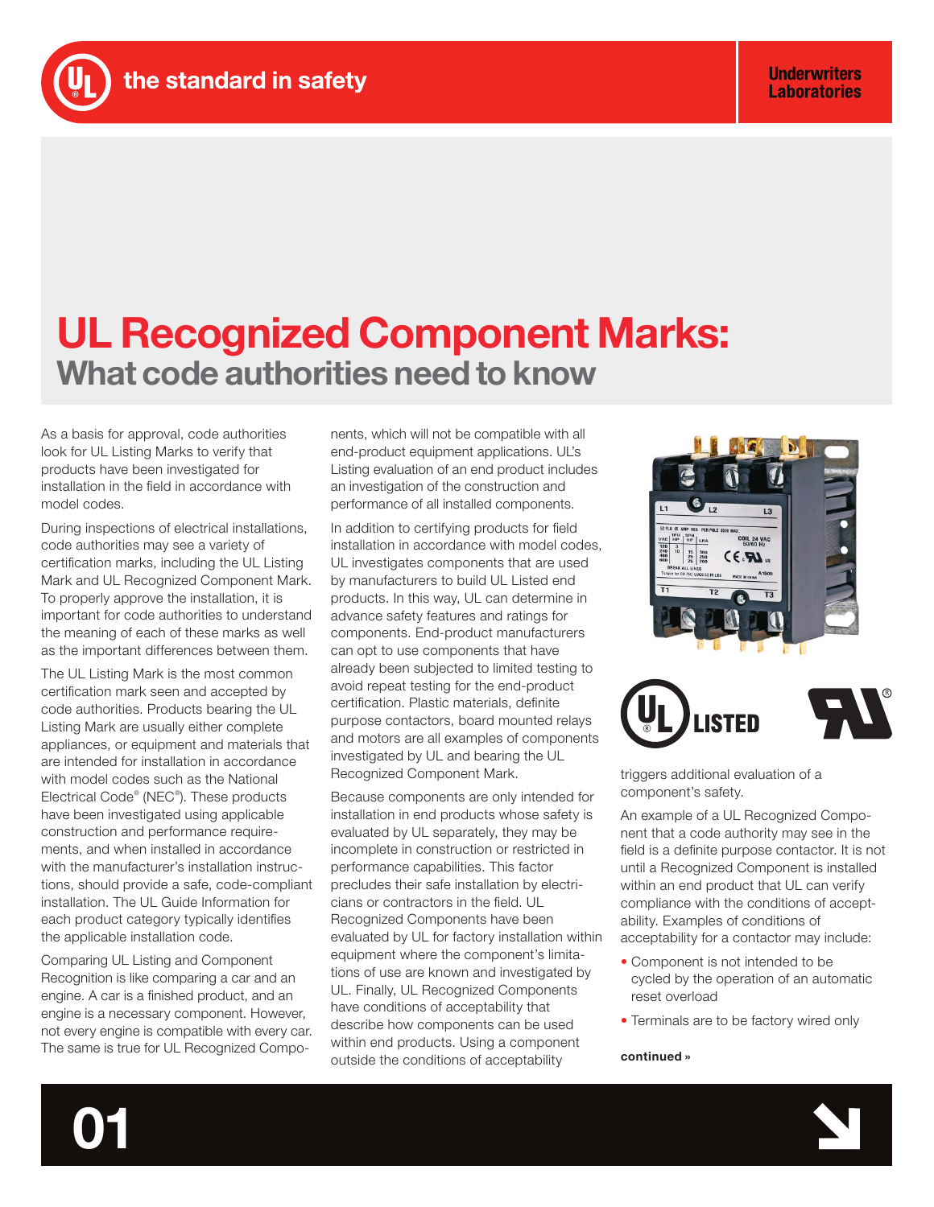# UL Recognized Component Marks:
## What code authorities need to know

As a basis for approval, code authorities look for UL Listing Marks to verify that products have been investigated for installation in the field in accordance with model codes.

During inspections of electrical installations, code authorities may see a variety of certification marks, including the UL Listing Mark and UL Recognized Component Mark. To properly approve the installation, it is important for code authorities to understand the meaning of each of these marks as well as the important differences between them.

The UL Listing Mark is the most common certification mark seen and accepted by code authorities. Products bearing the UL Listing Mark are usually either complete appliances, or equipment and materials that are intended for installation in accordance with model codes such as the National Electrical Code® (NEC®). These products have been investigated using applicable construction and performance requirements, and when installed in accordance with the manufacturer's installation instructions, should provide a safe, code-compliant installation. The UL Guide Information for each product category typically identifies the applicable installation code.

Comparing UL Listing and Component Recognition is like comparing a car and an engine. A car is a finished product, and an engine is a necessary component. However, not every engine is compatible with every car. The same is true for UL Recognized Components, which will not be compatible with all end-product equipment applications. UL's Listing evaluation of an end product includes an investigation of the construction and performance of all installed components.

In addition to certifying products for field installation in accordance with model codes, UL investigates components that are used by manufacturers to build UL Listed end products. In this way, UL can determine in advance safety features and ratings for components. End-product manufacturers can opt to use components that have already been subjected to limited testing to avoid repeat testing for the end-product certification. Plastic materials, definite purpose contactors, board mounted relays and motors are all examples of components investigated by UL and bearing the UL Recognized Component Mark.

Because components are only intended for installation in end products whose safety is evaluated by UL separately, they may be incomplete in construction or restricted in performance capabilities. This factor precludes their safe installation by electricians or contractors in the field. UL Recognized Components have been evaluated by UL for factory installation within equipment where the component's limitations of use are known and investigated by UL. Finally, UL Recognized Components have conditions of acceptability that describe how components can be used within end products. Using a component outside the conditions of acceptability triggers additional evaluation of a component's safety.

An example of a UL Recognized Component that a code authority may see in the field is a definite purpose contactor. It is not until a Recognized Component is installed within an end product that UL can verify compliance with the conditions of acceptability. Examples of conditions of acceptability for a contactor may include:

- Component is not intended to be cycled by the operation of an automatic reset overload
- Terminals are to be factory wired only

**continued »**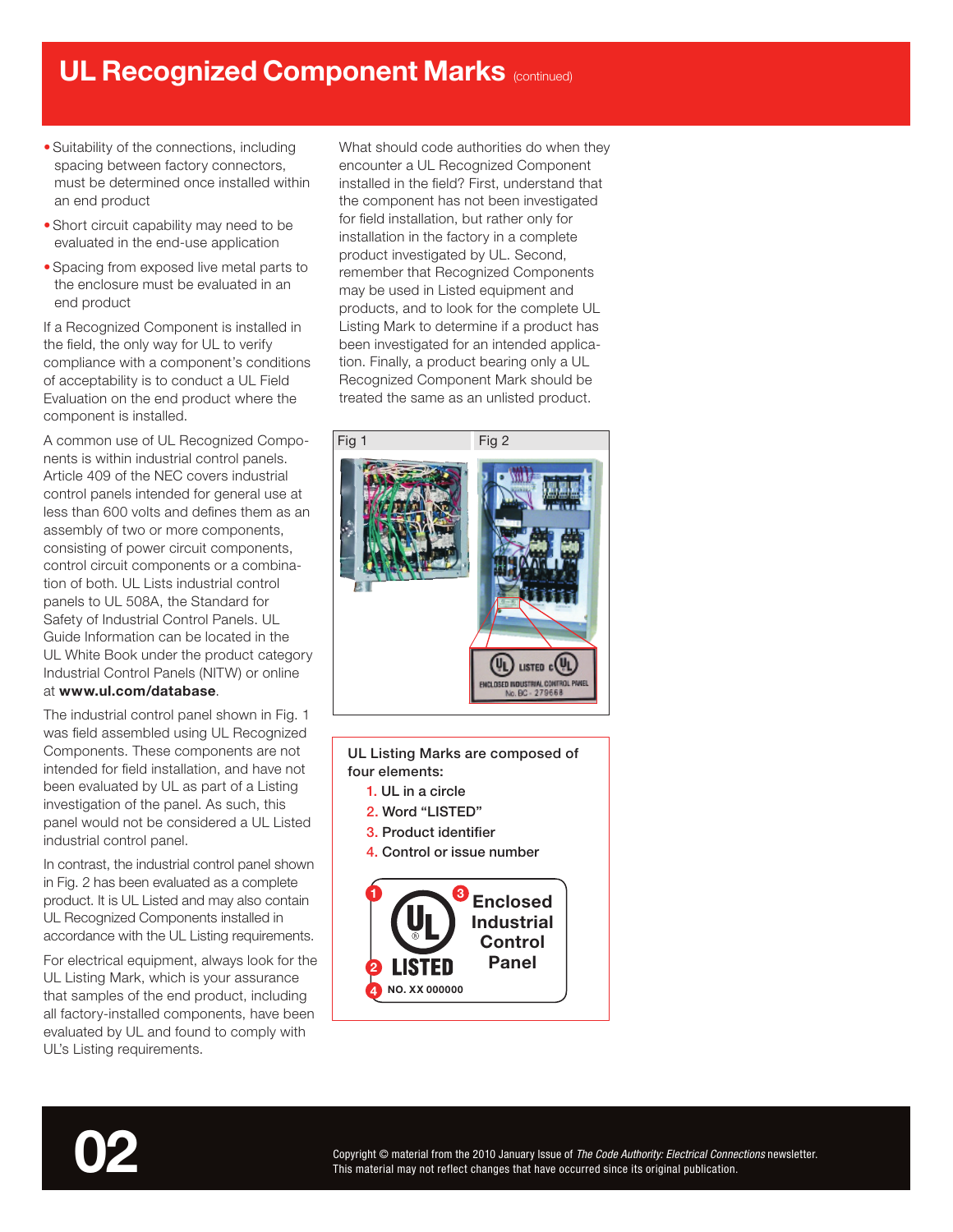# UL Recognized Component Marks (continued)

- Suitability of the connections, including spacing between factory connectors, must be determined once installed within an end product
- Short circuit capability may need to be evaluated in the end-use application
- Spacing from exposed live metal parts to the enclosure must be evaluated in an end product

If a Recognized Component is installed in the field, the only way for UL to verify compliance with a component's conditions of acceptability is to conduct a UL Field Evaluation on the end product where the component is installed.

A common use of UL Recognized Components is within industrial control panels. Article 409 of the NEC covers industrial control panels intended for general use at less than 600 volts and defines them as an assembly of two or more components, consisting of power circuit components, control circuit components or a combination of both. UL Lists industrial control panels to UL 508A, the Standard for Safety of Industrial Control Panels. UL Guide Information can be located in the UL White Book under the product category Industrial Control Panels (NITW) or online at **www.ul.com/database**.

The industrial control panel shown in Fig. 1 was field assembled using UL Recognized Components. These components are not intended for field installation, and have not been evaluated by UL as part of a Listing investigation of the panel. As such, this panel would not be considered a UL Listed industrial control panel.

In contrast, the industrial control panel shown in Fig. 2 has been evaluated as a complete product. It is UL Listed and may also contain UL Recognized Components installed in accordance with the UL Listing requirements.

For electrical equipment, always look for the UL Listing Mark, which is your assurance that samples of the end product, including all factory-installed components, have been evaluated by UL and found to comply with UL's Listing requirements.

What should code authorities do when they encounter a UL Recognized Component installed in the field? First, understand that the component has not been investigated for field installation, but rather only for installation in the factory in a complete product investigated by UL. Second, remember that Recognized Components may be used in Listed equipment and products, and to look for the complete UL Listing Mark to determine if a product has been investigated for an intended application. Finally, a product bearing only a UL Recognized Component Mark should be treated the same as an unlisted product.

Fig 1

Fig 2

UL LISTED c UL
ENCLOSED INDUSTRIAL CONTROL PANEL
No. BC - 279668

UL Listing Marks are composed of four elements:

1. UL in a circle
2. Word "LISTED"
3. Product identifier
4. Control or issue number

1 UL ®
2 LISTED
3 Enclosed Industrial Control Panel
4 NO. XX 000000

Copyright © material from the 2010 January Issue of *The Code Authority: Electrical Connections* newsletter. This material may not reflect changes that have occurred since its original publication.